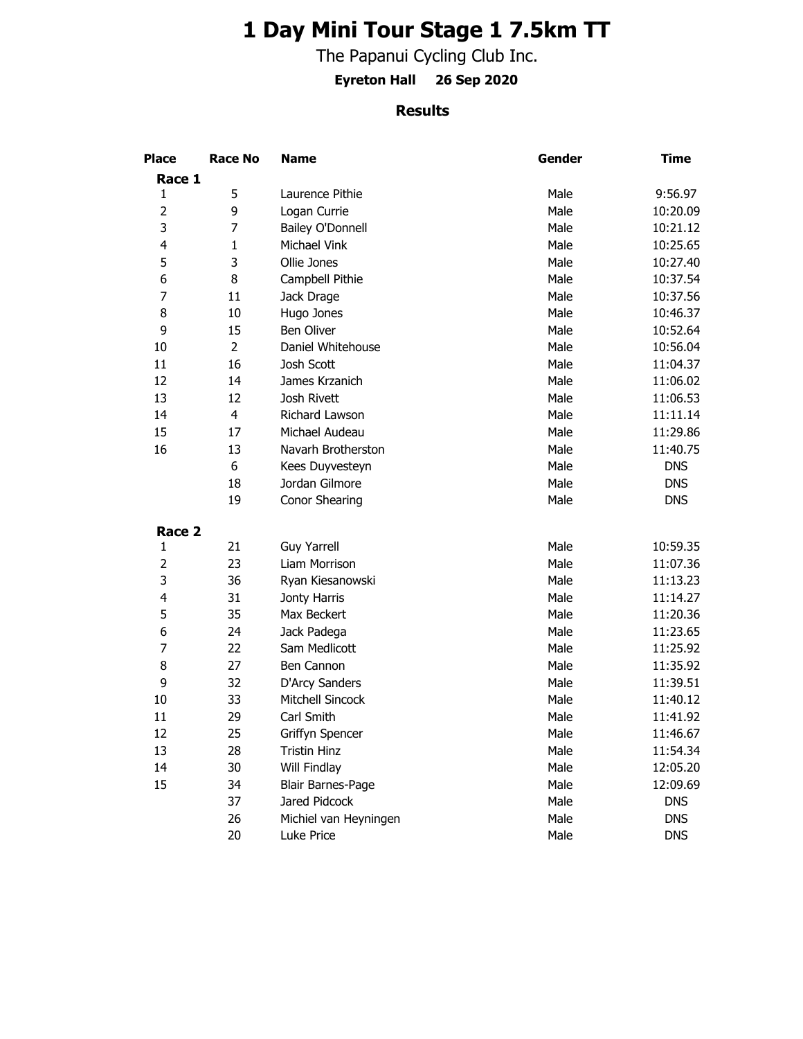# 1 Day Mini Tour Stage 1 7.5km TT

The Papanui Cycling Club Inc.

**Eyreton Hall 26 Sep 2020**

### Results

| Place | Race No | Name | Gender | Time |
|---|---|---|---|---|
| **Race 1** | | | | |
| 1 | 5 | Laurence Pithie | Male | 9:56.97 |
| 2 | 9 | Logan Currie | Male | 10:20.09 |
| 3 | 7 | Bailey O'Donnell | Male | 10:21.12 |
| 4 | 1 | Michael Vink | Male | 10:25.65 |
| 5 | 3 | Ollie Jones | Male | 10:27.40 |
| 6 | 8 | Campbell Pithie | Male | 10:37.54 |
| 7 | 11 | Jack Drage | Male | 10:37.56 |
| 8 | 10 | Hugo Jones | Male | 10:46.37 |
| 9 | 15 | Ben Oliver | Male | 10:52.64 |
| 10 | 2 | Daniel Whitehouse | Male | 10:56.04 |
| 11 | 16 | Josh Scott | Male | 11:04.37 |
| 12 | 14 | James Krzanich | Male | 11:06.02 |
| 13 | 12 | Josh Rivett | Male | 11:06.53 |
| 14 | 4 | Richard Lawson | Male | 11:11.14 |
| 15 | 17 | Michael Audeau | Male | 11:29.86 |
| 16 | 13 | Navarh Brotherston | Male | 11:40.75 |
| | 6 | Kees Duyvesteyn | Male | DNS |
| | 18 | Jordan Gilmore | Male | DNS |
| | 19 | Conor Shearing | Male | DNS |
| **Race 2** | | | | |
| 1 | 21 | Guy Yarrell | Male | 10:59.35 |
| 2 | 23 | Liam Morrison | Male | 11:07.36 |
| 3 | 36 | Ryan Kiesanowski | Male | 11:13.23 |
| 4 | 31 | Jonty Harris | Male | 11:14.27 |
| 5 | 35 | Max Beckert | Male | 11:20.36 |
| 6 | 24 | Jack Padega | Male | 11:23.65 |
| 7 | 22 | Sam Medlicott | Male | 11:25.92 |
| 8 | 27 | Ben Cannon | Male | 11:35.92 |
| 9 | 32 | D'Arcy Sanders | Male | 11:39.51 |
| 10 | 33 | Mitchell Sincock | Male | 11:40.12 |
| 11 | 29 | Carl Smith | Male | 11:41.92 |
| 12 | 25 | Griffyn Spencer | Male | 11:46.67 |
| 13 | 28 | Tristin Hinz | Male | 11:54.34 |
| 14 | 30 | Will Findlay | Male | 12:05.20 |
| 15 | 34 | Blair Barnes-Page | Male | 12:09.69 |
| | 37 | Jared Pidcock | Male | DNS |
| | 26 | Michiel van Heyningen | Male | DNS |
| | 20 | Luke Price | Male | DNS |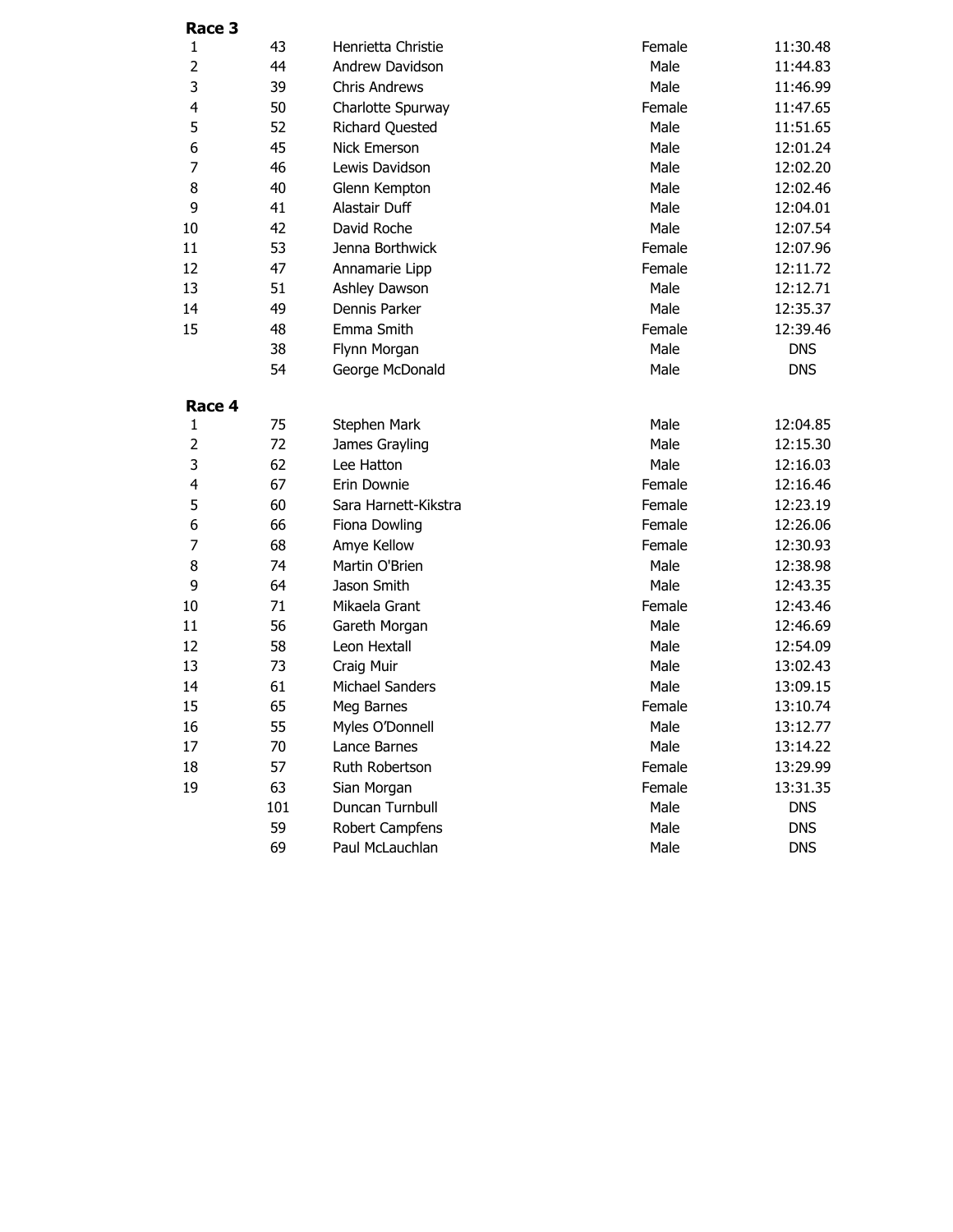**Race 3**

| | | | | |
|---|---|---|---|---|
| 1 | 43 | Henrietta Christie | Female | 11:30.48 |
| 2 | 44 | Andrew Davidson | Male | 11:44.83 |
| 3 | 39 | Chris Andrews | Male | 11:46.99 |
| 4 | 50 | Charlotte Spurway | Female | 11:47.65 |
| 5 | 52 | Richard Quested | Male | 11:51.65 |
| 6 | 45 | Nick Emerson | Male | 12:01.24 |
| 7 | 46 | Lewis Davidson | Male | 12:02.20 |
| 8 | 40 | Glenn Kempton | Male | 12:02.46 |
| 9 | 41 | Alastair Duff | Male | 12:04.01 |
| 10 | 42 | David Roche | Male | 12:07.54 |
| 11 | 53 | Jenna Borthwick | Female | 12:07.96 |
| 12 | 47 | Annamarie Lipp | Female | 12:11.72 |
| 13 | 51 | Ashley Dawson | Male | 12:12.71 |
| 14 | 49 | Dennis Parker | Male | 12:35.37 |
| 15 | 48 | Emma Smith | Female | 12:39.46 |
| | 38 | Flynn Morgan | Male | DNS |
| | 54 | George McDonald | Male | DNS |

**Race 4**

| | | | | |
|---|---|---|---|---|
| 1 | 75 | Stephen Mark | Male | 12:04.85 |
| 2 | 72 | James Grayling | Male | 12:15.30 |
| 3 | 62 | Lee Hatton | Male | 12:16.03 |
| 4 | 67 | Erin Downie | Female | 12:16.46 |
| 5 | 60 | Sara Harnett-Kikstra | Female | 12:23.19 |
| 6 | 66 | Fiona Dowling | Female | 12:26.06 |
| 7 | 68 | Amye Kellow | Female | 12:30.93 |
| 8 | 74 | Martin O'Brien | Male | 12:38.98 |
| 9 | 64 | Jason Smith | Male | 12:43.35 |
| 10 | 71 | Mikaela Grant | Female | 12:43.46 |
| 11 | 56 | Gareth Morgan | Male | 12:46.69 |
| 12 | 58 | Leon Hextall | Male | 12:54.09 |
| 13 | 73 | Craig Muir | Male | 13:02.43 |
| 14 | 61 | Michael Sanders | Male | 13:09.15 |
| 15 | 65 | Meg Barnes | Female | 13:10.74 |
| 16 | 55 | Myles O’Donnell | Male | 13:12.77 |
| 17 | 70 | Lance Barnes | Male | 13:14.22 |
| 18 | 57 | Ruth Robertson | Female | 13:29.99 |
| 19 | 63 | Sian Morgan | Female | 13:31.35 |
| | 101 | Duncan Turnbull | Male | DNS |
| | 59 | Robert Campfens | Male | DNS |
| | 69 | Paul McLauchlan | Male | DNS |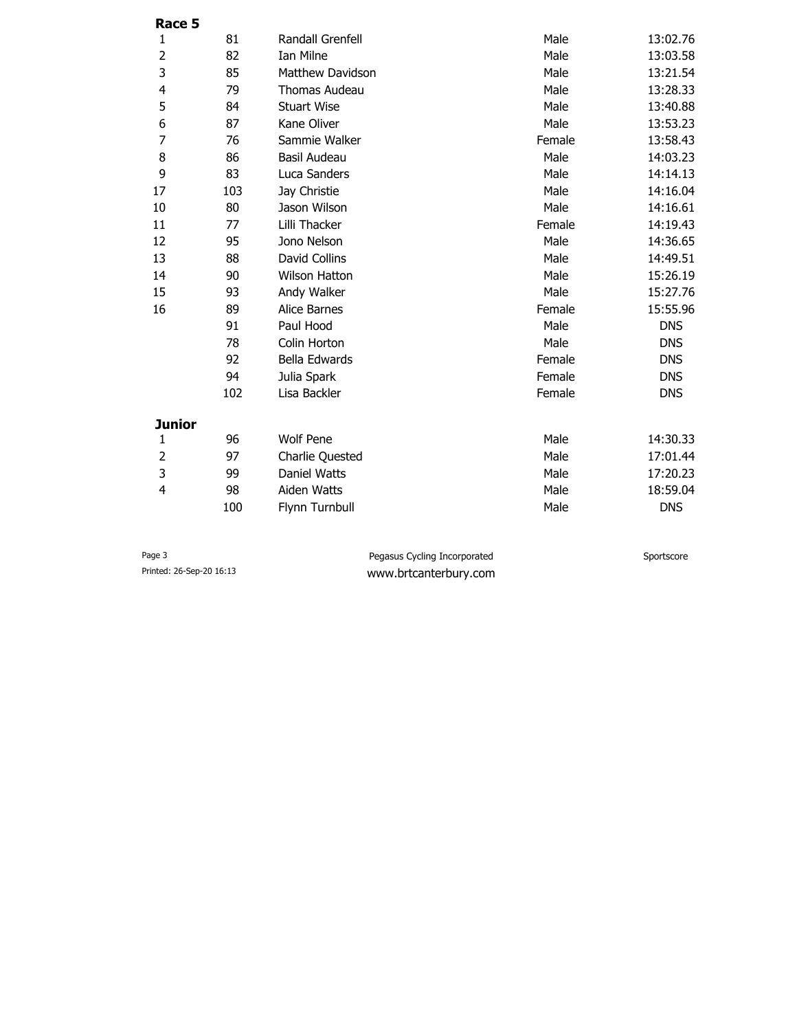**Race 5**

| | | | | |
|---|---|---|---|---|
| 1 | 81 | Randall Grenfell | Male | 13:02.76 |
| 2 | 82 | Ian Milne | Male | 13:03.58 |
| 3 | 85 | Matthew Davidson | Male | 13:21.54 |
| 4 | 79 | Thomas Audeau | Male | 13:28.33 |
| 5 | 84 | Stuart Wise | Male | 13:40.88 |
| 6 | 87 | Kane Oliver | Male | 13:53.23 |
| 7 | 76 | Sammie Walker | Female | 13:58.43 |
| 8 | 86 | Basil Audeau | Male | 14:03.23 |
| 9 | 83 | Luca Sanders | Male | 14:14.13 |
| 17 | 103 | Jay Christie | Male | 14:16.04 |
| 10 | 80 | Jason Wilson | Male | 14:16.61 |
| 11 | 77 | Lilli Thacker | Female | 14:19.43 |
| 12 | 95 | Jono Nelson | Male | 14:36.65 |
| 13 | 88 | David Collins | Male | 14:49.51 |
| 14 | 90 | Wilson Hatton | Male | 15:26.19 |
| 15 | 93 | Andy Walker | Male | 15:27.76 |
| 16 | 89 | Alice Barnes | Female | 15:55.96 |
| | 91 | Paul Hood | Male | DNS |
| | 78 | Colin Horton | Male | DNS |
| | 92 | Bella Edwards | Female | DNS |
| | 94 | Julia Spark | Female | DNS |
| | 102 | Lisa Backler | Female | DNS |

**Junior**

| | | | | |
|---|---|---|---|---|
| 1 | 96 | Wolf Pene | Male | 14:30.33 |
| 2 | 97 | Charlie Quested | Male | 17:01.44 |
| 3 | 99 | Daniel Watts | Male | 17:20.23 |
| 4 | 98 | Aiden Watts | Male | 18:59.04 |
| | 100 | Flynn Turnbull | Male | DNS |

Printed: 26-Sep-20 16:13 — Pegasus Cycling Incorporated — www.brtcanterbury.com — Sportscore